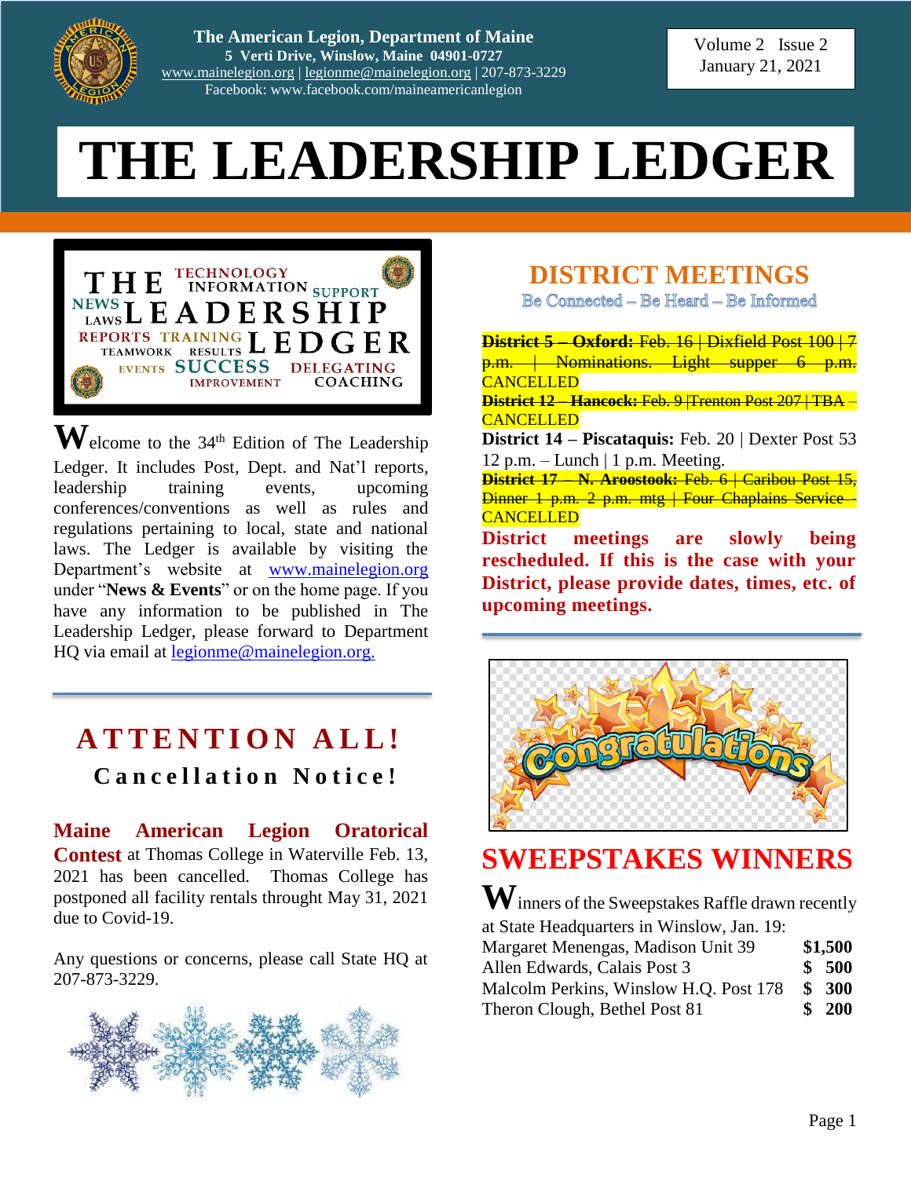**The American Legion, Department of Maine**
**5 Verti Drive, Winslow, Maine 04901-0727**
www.mainelegion.org | legionme@mainelegion.org | 207-873-3229
Facebook: www.facebook.com/maineamericanlegion

Volume 2 Issue 2
January 21, 2021

# THE LEADERSHIP LEDGER

**W**elcome to the 34th Edition of The Leadership Ledger. It includes Post, Dept. and Nat'l reports, leadership training events, upcoming conferences/conventions as well as rules and regulations pertaining to local, state and national laws. The Ledger is available by visiting the Department's website at www.mainelegion.org under "**News & Events**" or on the home page. If you have any information to be published in The Leadership Ledger, please forward to Department HQ via email at legionme@mainelegion.org.

## ATTENTION ALL!

### Cancellation Notice!

**Maine American Legion Oratorical Contest** at Thomas College in Waterville Feb. 13, 2021 has been cancelled. Thomas College has postponed all facility rentals throught May 31, 2021 due to Covid-19.

Any questions or concerns, please call State HQ at 207-873-3229.

## DISTRICT MEETINGS

Be Connected – Be Heard – Be Informed

~~**District 5 – Oxford:** Feb. 16 | Dixfield Post 100 | 7 p.m. | Nominations. Light supper 6 p.m.~~ CANCELLED

~~**District 12 – Hancock:** Feb. 9 |Trenton Post 207 | TBA~~ – CANCELLED

**District 14 – Piscataquis:** Feb. 20 | Dexter Post 53 12 p.m. – Lunch | 1 p.m. Meeting.

~~**District 17 – N. Aroostook:** Feb. 6 | Caribou Post 15, Dinner 1 p.m. 2 p.m. mtg | Four Chaplains Service~~ - CANCELLED

**District meetings are slowly being rescheduled. If this is the case with your District, please provide dates, times, etc. of upcoming meetings.**

## SWEEPSTAKES WINNERS

**W**inners of the Sweepstakes Raffle drawn recently at State Headquarters in Winslow, Jan. 19:

| Winner | Prize |
|---|---|
| Margaret Menengas, Madison Unit 39 | **$1,500** |
| Allen Edwards, Calais Post 3 | **$ 500** |
| Malcolm Perkins, Winslow H.Q. Post 178 | **$ 300** |
| Theron Clough, Bethel Post 81 | **$ 200** |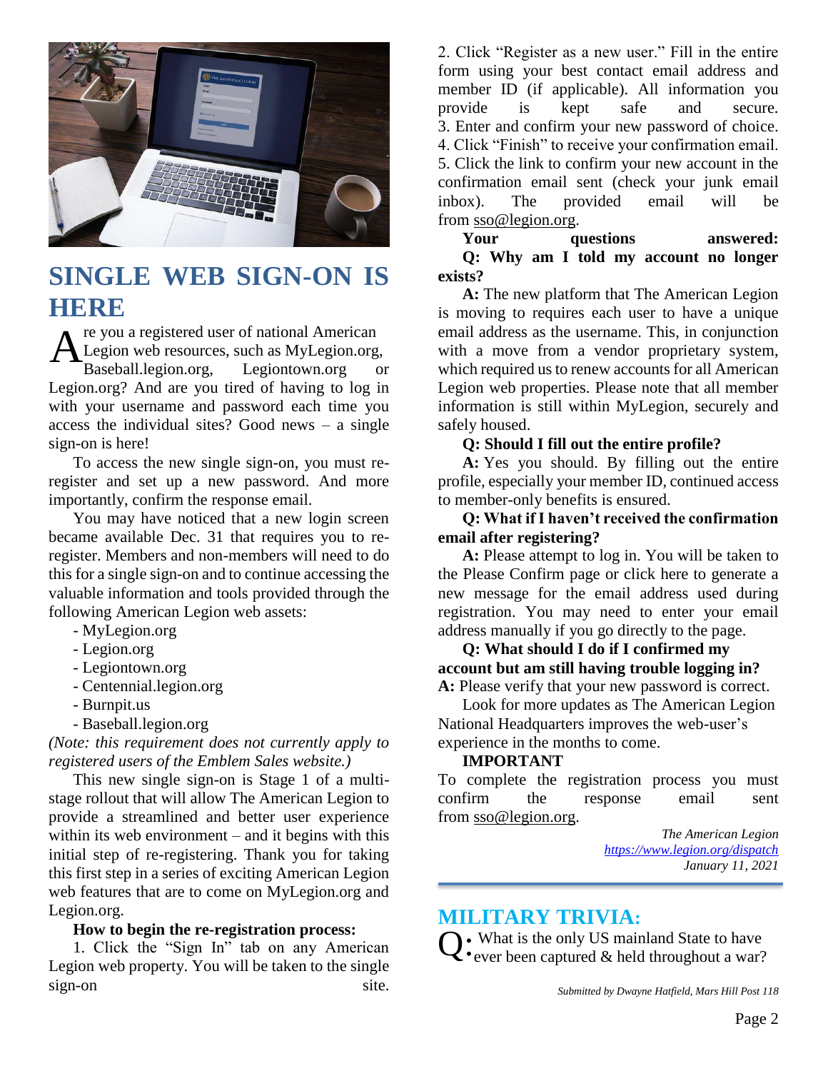## SINGLE WEB SIGN-ON IS HERE

Are you a registered user of national American Legion web resources, such as MyLegion.org, Baseball.legion.org, Legiontown.org or Legion.org? And are you tired of having to log in with your username and password each time you access the individual sites? Good news – a single sign-on is here!

To access the new single sign-on, you must re-register and set up a new password. And more importantly, confirm the response email.

You may have noticed that a new login screen became available Dec. 31 that requires you to re-register. Members and non-members will need to do this for a single sign-on and to continue accessing the valuable information and tools provided through the following American Legion web assets:

- MyLegion.org
- Legion.org
- Legiontown.org
- Centennial.legion.org
- Burnpit.us
- Baseball.legion.org

*(Note: this requirement does not currently apply to registered users of the Emblem Sales website.)*

This new single sign-on is Stage 1 of a multi-stage rollout that will allow The American Legion to provide a streamlined and better user experience within its web environment – and it begins with this initial step of re-registering. Thank you for taking this first step in a series of exciting American Legion web features that are to come on MyLegion.org and Legion.org.

**How to begin the re-registration process:**

1. Click the "Sign In" tab on any American Legion web property. You will be taken to the single sign-on site.
2. Click "Register as a new user." Fill in the entire form using your best contact email address and member ID (if applicable). All information you provide is kept safe and secure.
3. Enter and confirm your new password of choice.
4. Click "Finish" to receive your confirmation email.
5. Click the link to confirm your new account in the confirmation email sent (check your junk email inbox). The provided email will be from sso@legion.org.

**Your questions answered:**

**Q: Why am I told my account no longer exists?**

**A:** The new platform that The American Legion is moving to requires each user to have a unique email address as the username. This, in conjunction with a move from a vendor proprietary system, which required us to renew accounts for all American Legion web properties. Please note that all member information is still within MyLegion, securely and safely housed.

**Q: Should I fill out the entire profile?**

**A:** Yes you should. By filling out the entire profile, especially your member ID, continued access to member-only benefits is ensured.

**Q: What if I haven't received the confirmation email after registering?**

**A:** Please attempt to log in. You will be taken to the Please Confirm page or click here to generate a new message for the email address used during registration. You may need to enter your email address manually if you go directly to the page.

**Q: What should I do if I confirmed my account but am still having trouble logging in?**

**A:** Please verify that your new password is correct.

Look for more updates as The American Legion National Headquarters improves the web-user's experience in the months to come.

**IMPORTANT**

To complete the registration process you must confirm the response email sent from sso@legion.org.

*The American Legion*
*https://www.legion.org/dispatch*
*January 11, 2021*

## MILITARY TRIVIA:

**Q:** What is the only US mainland State to have ever been captured & held throughout a war?

*Submitted by Dwayne Hatfield, Mars Hill Post 118*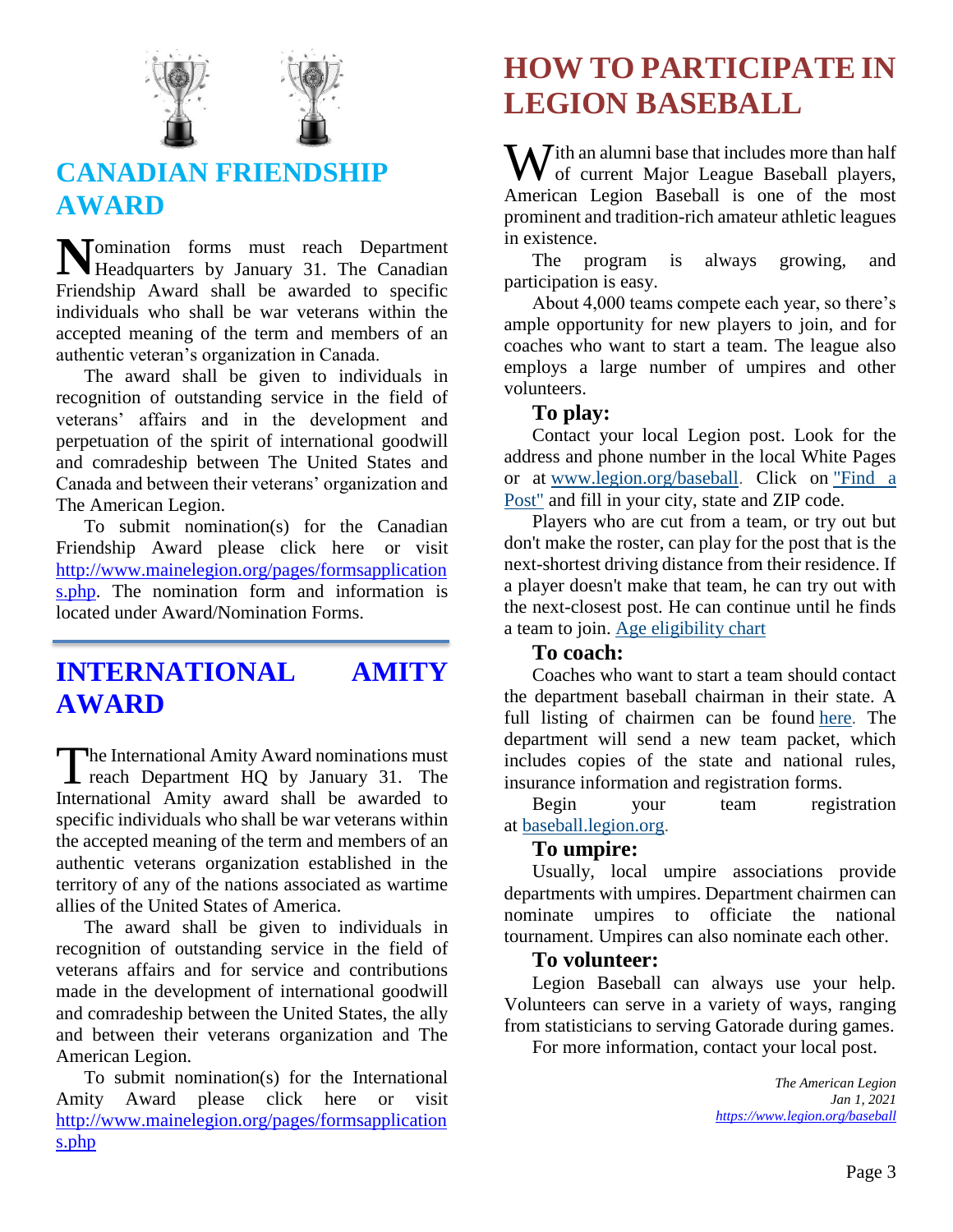## CANADIAN FRIENDSHIP AWARD

Nomination forms must reach Department Headquarters by January 31. The Canadian Friendship Award shall be awarded to specific individuals who shall be war veterans within the accepted meaning of the term and members of an authentic veteran's organization in Canada.

The award shall be given to individuals in recognition of outstanding service in the field of veterans' affairs and in the development and perpetuation of the spirit of international goodwill and comradeship between The United States and Canada and between their veterans' organization and The American Legion.

To submit nomination(s) for the Canadian Friendship Award please click here or visit [http://www.mainelegion.org/pages/formsapplications.php](http://www.mainelegion.org/pages/formsapplications.php). The nomination form and information is located under Award/Nomination Forms.

---

## INTERNATIONAL AMITY AWARD

The International Amity Award nominations must reach Department HQ by January 31. The International Amity award shall be awarded to specific individuals who shall be war veterans within the accepted meaning of the term and members of an authentic veterans organization established in the territory of any of the nations associated as wartime allies of the United States of America.

The award shall be given to individuals in recognition of outstanding service in the field of veterans affairs and for service and contributions made in the development of international goodwill and comradeship between the United States, the ally and between their veterans organization and The American Legion.

To submit nomination(s) for the International Amity Award please click here or visit [http://www.mainelegion.org/pages/formsapplications.php](http://www.mainelegion.org/pages/formsapplications.php)

## HOW TO PARTICIPATE IN LEGION BASEBALL

With an alumni base that includes more than half of current Major League Baseball players, American Legion Baseball is one of the most prominent and tradition-rich amateur athletic leagues in existence.

The program is always growing, and participation is easy.

About 4,000 teams compete each year, so there's ample opportunity for new players to join, and for coaches who want to start a team. The league also employs a large number of umpires and other volunteers.

### To play:

Contact your local Legion post. Look for the address and phone number in the local White Pages or at [www.legion.org/baseball](http://www.legion.org/baseball). Click on "Find a Post" and fill in your city, state and ZIP code.

Players who are cut from a team, or try out but don't make the roster, can play for the post that is the next-shortest driving distance from their residence. If a player doesn't make that team, he can try out with the next-closest post. He can continue until he finds a team to join. Age eligibility chart

### To coach:

Coaches who want to start a team should contact the department baseball chairman in their state. A full listing of chairmen can be found here. The department will send a new team packet, which includes copies of the state and national rules, insurance information and registration forms.

Begin your team registration at [baseball.legion.org](http://baseball.legion.org).

### To umpire:

Usually, local umpire associations provide departments with umpires. Department chairmen can nominate umpires to officiate the national tournament. Umpires can also nominate each other.

### To volunteer:

Legion Baseball can always use your help. Volunteers can serve in a variety of ways, ranging from statisticians to serving Gatorade during games.

For more information, contact your local post.

*The American Legion*
*Jan 1, 2021*
*[https://www.legion.org/baseball](https://www.legion.org/baseball)*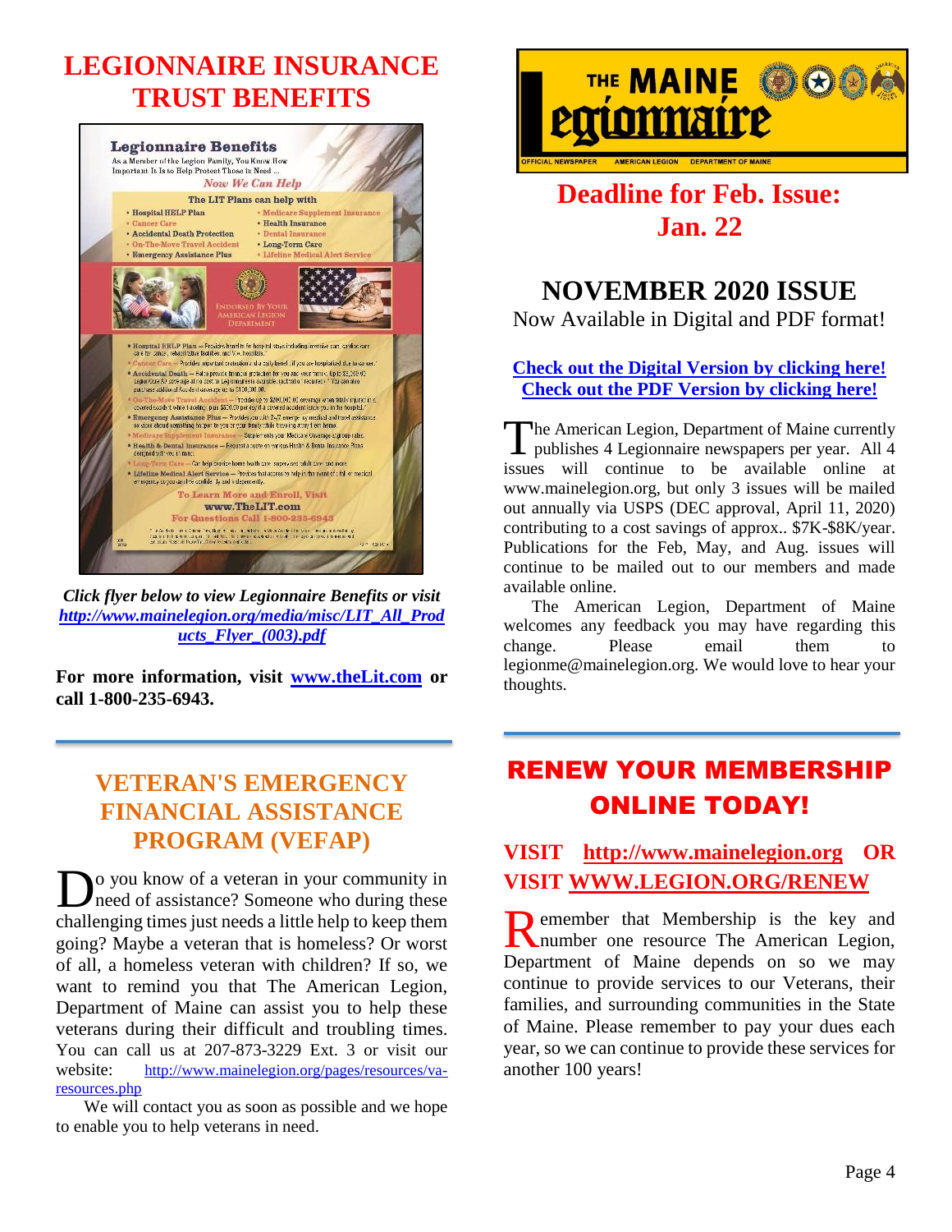# LEGIONNAIRE INSURANCE TRUST BENEFITS

**Legionnaire Benefits**

As a Member of the Legion Family, You Know How Important It Is to Help Protect Those In Need ...

*Now We Can Help*

The LIT Plans can help with

- Hospital HELP Plan
- Cancer Care
- Accidental Death Protection
- On-The-Move Travel Accident
- Emergency Assistance Plus
- Medicare Supplement Insurance
- Health Insurance
- Dental Insurance
- Long-Term Care
- Lifeline Medical Alert Service

Endorsed By Your American Legion Department

To Learn More and Enroll, Visit www.TheLIT.com

For Questions Call 1-800-235-6943

***Click flyer below to view Legionnaire Benefits or visit [http://www.mainelegion.org/media/misc/LIT_All_Products_Flyer_(003).pdf](http://www.mainelegion.org/media/misc/LIT_All_Products_Flyer_(003).pdf)***

**For more information, visit [www.theLit.com](www.theLit.com) or call 1-800-235-6943.**

## VETERAN'S EMERGENCY FINANCIAL ASSISTANCE PROGRAM (VEFAP)

Do you know of a veteran in your community in need of assistance? Someone who during these challenging times just needs a little help to keep them going? Maybe a veteran that is homeless? Or worst of all, a homeless veteran with children? If so, we want to remind you that The American Legion, Department of Maine can assist you to help these veterans during their difficult and troubling times. You can call us at 207-873-3229 Ext. 3 or visit our website: [http://www.mainelegion.org/pages/resources/va-resources.php](http://www.mainelegion.org/pages/resources/va-resources.php)

We will contact you as soon as possible and we hope to enable you to help veterans in need.

THE MAINE Legionnaire — OFFICIAL NEWSPAPER AMERICAN LEGION DEPARTMENT OF MAINE

## Deadline for Feb. Issue: Jan. 22

## NOVEMBER 2020 ISSUE

Now Available in Digital and PDF format!

**Check out the Digital Version by clicking here!**
**Check out the PDF Version by clicking here!**

The American Legion, Department of Maine currently publishes 4 Legionnaire newspapers per year. All 4 issues will continue to be available online at www.mainelegion.org, but only 3 issues will be mailed out annually via USPS (DEC approval, April 11, 2020) contributing to a cost savings of approx.. $7K-$8K/year. Publications for the Feb, May, and Aug. issues will continue to be mailed out to our members and made available online.

The American Legion, Department of Maine welcomes any feedback you may have regarding this change. Please email them to legionme@mainelegion.org. We would love to hear your thoughts.

## RENEW YOUR MEMBERSHIP ONLINE TODAY!

### VISIT [http://www.mainelegion.org](http://www.mainelegion.org) OR VISIT [WWW.LEGION.ORG/RENEW](WWW.LEGION.ORG/RENEW)

Remember that Membership is the key and number one resource The American Legion, Department of Maine depends on so we may continue to provide services to our Veterans, their families, and surrounding communities in the State of Maine. Please remember to pay your dues each year, so we can continue to provide these services for another 100 years!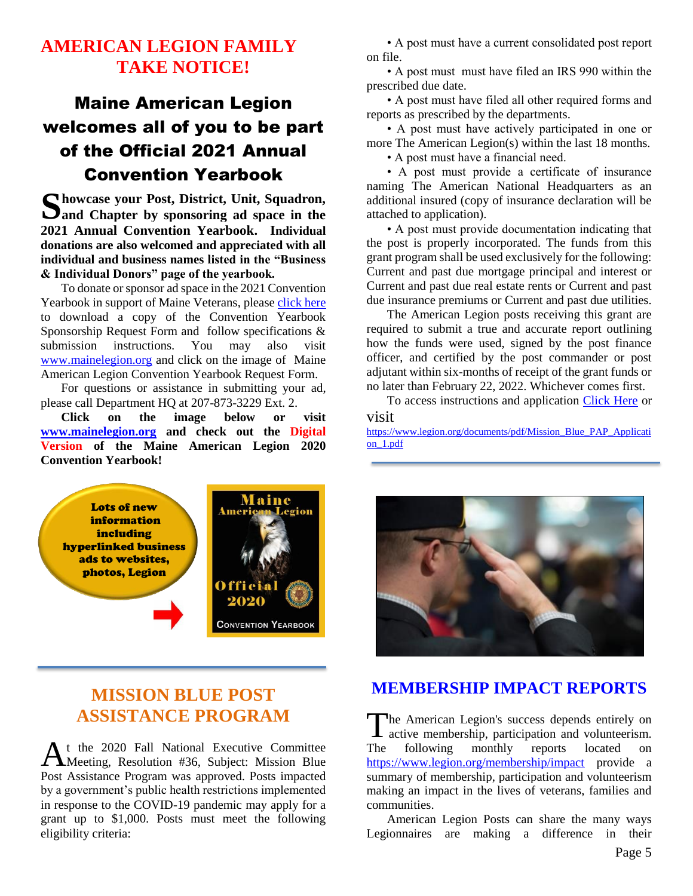## AMERICAN LEGION FAMILY TAKE NOTICE!

### Maine American Legion welcomes all of you to be part of the Official 2021 Annual Convention Yearbook

**Showcase your Post, District, Unit, Squadron, and Chapter by sponsoring ad space in the 2021 Annual Convention Yearbook. Individual donations are also welcomed and appreciated with all individual and business names listed in the "Business & Individual Donors" page of the yearbook.**

To donate or sponsor ad space in the 2021 Convention Yearbook in support of Maine Veterans, please click here to download a copy of the Convention Yearbook Sponsorship Request Form and follow specifications & submission instructions. You may also visit www.mainelegion.org and click on the image of Maine American Legion Convention Yearbook Request Form.

For questions or assistance in submitting your ad, please call Department HQ at 207-873-3229 Ext. 2.

**Click on the image below or visit www.mainelegion.org and check out the Digital Version of the Maine American Legion 2020 Convention Yearbook!**

Lots of new information including hyperlinked business ads to websites, photos, Legion

Maine American Legion Official 2020 Convention Yearbook

## MISSION BLUE POST ASSISTANCE PROGRAM

At the 2020 Fall National Executive Committee Meeting, Resolution #36, Subject: Mission Blue Post Assistance Program was approved. Posts impacted by a government's public health restrictions implemented in response to the COVID-19 pandemic may apply for a grant up to $1,000. Posts must meet the following eligibility criteria:

- A post must have a current consolidated post report on file.
- A post must must have filed an IRS 990 within the prescribed due date.
- A post must have filed all other required forms and reports as prescribed by the departments.
- A post must have actively participated in one or more The American Legion(s) within the last 18 months.
- A post must have a financial need.
- A post must provide a certificate of insurance naming The American National Headquarters as an additional insured (copy of insurance declaration will be attached to application).
- A post must provide documentation indicating that the post is properly incorporated. The funds from this grant program shall be used exclusively for the following: Current and past due mortgage principal and interest or Current and past due real estate rents or Current and past due insurance premiums or Current and past due utilities.

The American Legion posts receiving this grant are required to submit a true and accurate report outlining how the funds were used, signed by the post finance officer, and certified by the post commander or post adjutant within six-months of receipt of the grant funds or no later than February 22, 2022. Whichever comes first.

To access instructions and application Click Here or visit https://www.legion.org/documents/pdf/Mission_Blue_PAP_Application_1.pdf

## MEMBERSHIP IMPACT REPORTS

The American Legion's success depends entirely on active membership, participation and volunteerism. The following monthly reports located on https://www.legion.org/membership/impact provide a summary of membership, participation and volunteerism making an impact in the lives of veterans, families and communities.

American Legion Posts can share the many ways Legionnaires are making a difference in their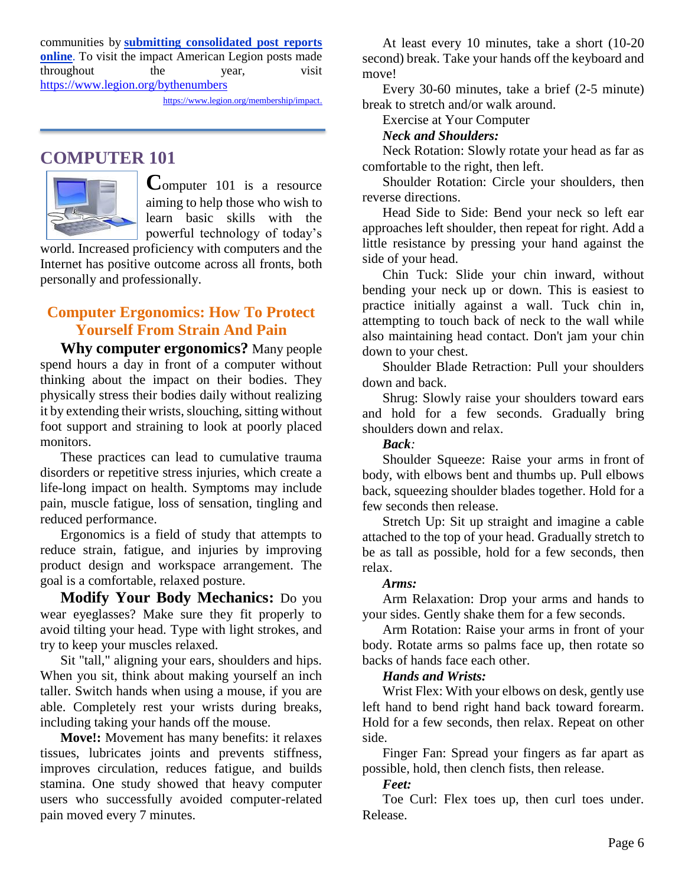communities by **[submitting consolidated post reports online](#)**. To visit the impact American Legion posts made throughout the year, visit https://www.legion.org/bythenumbers

https://www.legion.org/membership/impact.

## COMPUTER 101

**C**omputer 101 is a resource aiming to help those who wish to learn basic skills with the powerful technology of today's world. Increased proficiency with computers and the Internet has positive outcome across all fronts, both personally and professionally.

### Computer Ergonomics: How To Protect Yourself From Strain And Pain

**Why computer ergonomics?** Many people spend hours a day in front of a computer without thinking about the impact on their bodies. They physically stress their bodies daily without realizing it by extending their wrists, slouching, sitting without foot support and straining to look at poorly placed monitors.

These practices can lead to cumulative trauma disorders or repetitive stress injuries, which create a life-long impact on health. Symptoms may include pain, muscle fatigue, loss of sensation, tingling and reduced performance.

Ergonomics is a field of study that attempts to reduce strain, fatigue, and injuries by improving product design and workspace arrangement. The goal is a comfortable, relaxed posture.

**Modify Your Body Mechanics:** Do you wear eyeglasses? Make sure they fit properly to avoid tilting your head. Type with light strokes, and try to keep your muscles relaxed.

Sit "tall," aligning your ears, shoulders and hips. When you sit, think about making yourself an inch taller. Switch hands when using a mouse, if you are able. Completely rest your wrists during breaks, including taking your hands off the mouse.

**Move!:** Movement has many benefits: it relaxes tissues, lubricates joints and prevents stiffness, improves circulation, reduces fatigue, and builds stamina. One study showed that heavy computer users who successfully avoided computer-related pain moved every 7 minutes.

At least every 10 minutes, take a short (10-20 second) break. Take your hands off the keyboard and move!

Every 30-60 minutes, take a brief (2-5 minute) break to stretch and/or walk around.

Exercise at Your Computer

***Neck and Shoulders:***

Neck Rotation: Slowly rotate your head as far as comfortable to the right, then left.

Shoulder Rotation: Circle your shoulders, then reverse directions.

Head Side to Side: Bend your neck so left ear approaches left shoulder, then repeat for right. Add a little resistance by pressing your hand against the side of your head.

Chin Tuck: Slide your chin inward, without bending your neck up or down. This is easiest to practice initially against a wall. Tuck chin in, attempting to touch back of neck to the wall while also maintaining head contact. Don't jam your chin down to your chest.

Shoulder Blade Retraction: Pull your shoulders down and back.

Shrug: Slowly raise your shoulders toward ears and hold for a few seconds. Gradually bring shoulders down and relax.

***Back:***

Shoulder Squeeze: Raise your arms in front of body, with elbows bent and thumbs up. Pull elbows back, squeezing shoulder blades together. Hold for a few seconds then release.

Stretch Up: Sit up straight and imagine a cable attached to the top of your head. Gradually stretch to be as tall as possible, hold for a few seconds, then relax.

***Arms:***

Arm Relaxation: Drop your arms and hands to your sides. Gently shake them for a few seconds.

Arm Rotation: Raise your arms in front of your body. Rotate arms so palms face up, then rotate so backs of hands face each other.

***Hands and Wrists:***

Wrist Flex: With your elbows on desk, gently use left hand to bend right hand back toward forearm. Hold for a few seconds, then relax. Repeat on other side.

Finger Fan: Spread your fingers as far apart as possible, hold, then clench fists, then release.

***Feet:***

Toe Curl: Flex toes up, then curl toes under. Release.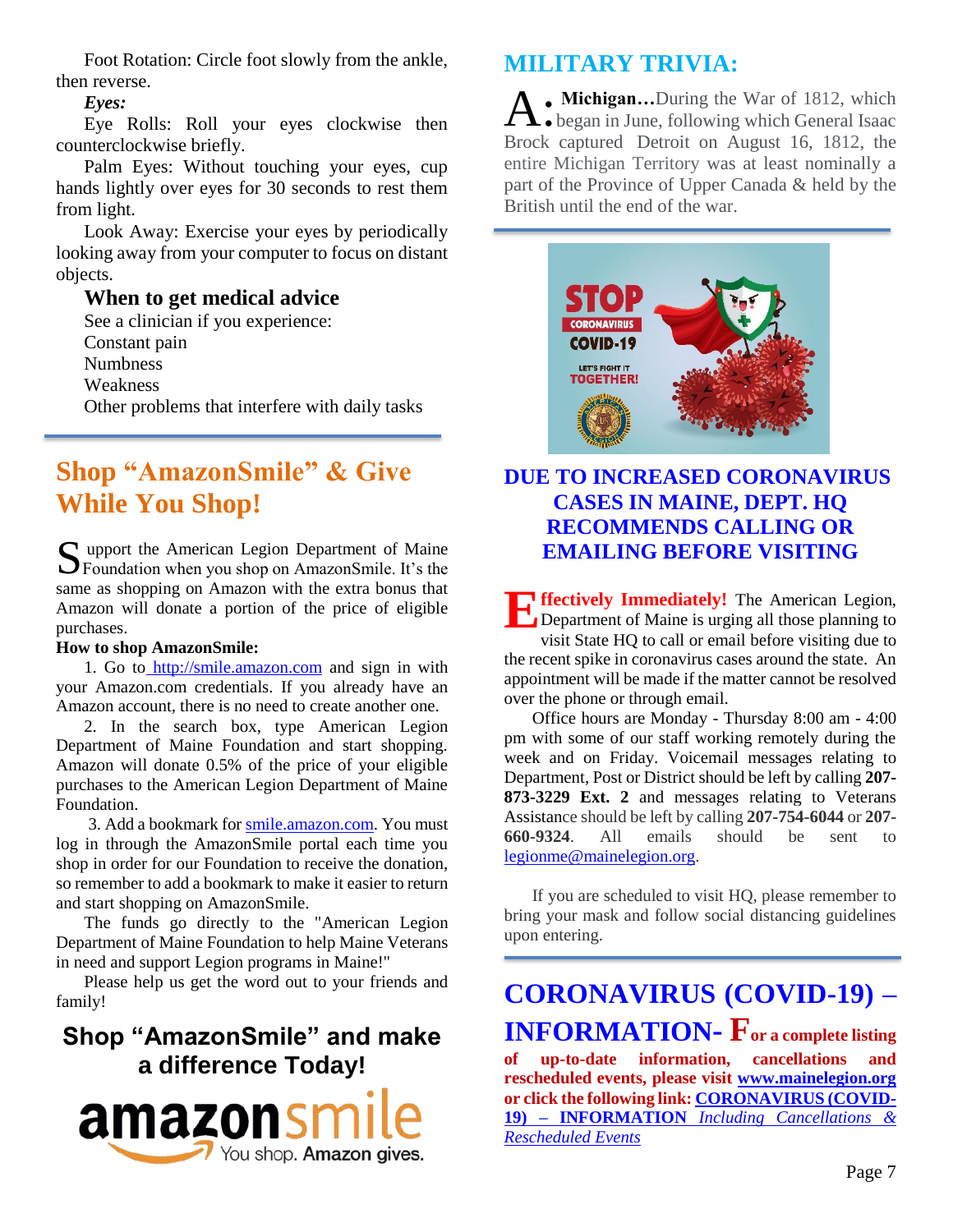Foot Rotation: Circle foot slowly from the ankle, then reverse.

***Eyes:***

Eye Rolls: Roll your eyes clockwise then counterclockwise briefly.

Palm Eyes: Without touching your eyes, cup hands lightly over eyes for 30 seconds to rest them from light.

Look Away: Exercise your eyes by periodically looking away from your computer to focus on distant objects.

### When to get medical advice

See a clinician if you experience:

Constant pain

Numbness

Weakness

Other problems that interfere with daily tasks

## Shop "AmazonSmile" & Give While You Shop!

Support the American Legion Department of Maine Foundation when you shop on AmazonSmile. It's the same as shopping on Amazon with the extra bonus that Amazon will donate a portion of the price of eligible purchases.

**How to shop AmazonSmile:**

1. Go to http://smile.amazon.com and sign in with your Amazon.com credentials. If you already have an Amazon account, there is no need to create another one.
2. In the search box, type American Legion Department of Maine Foundation and start shopping. Amazon will donate 0.5% of the price of your eligible purchases to the American Legion Department of Maine Foundation.
3. Add a bookmark for smile.amazon.com. You must log in through the AmazonSmile portal each time you shop in order for our Foundation to receive the donation, so remember to add a bookmark to make it easier to return and start shopping on AmazonSmile.

The funds go directly to the "American Legion Department of Maine Foundation to help Maine Veterans in need and support Legion programs in Maine!"

Please help us get the word out to your friends and family!

### Shop "AmazonSmile" and make a difference Today!

amazonsmile
You shop. Amazon gives.

## MILITARY TRIVIA:

**A. Michigan…**During the War of 1812, which began in June, following which General Isaac Brock captured Detroit on August 16, 1812, the entire Michigan Territory was at least nominally a part of the Province of Upper Canada & held by the British until the end of the war.

## DUE TO INCREASED CORONAVIRUS CASES IN MAINE, DEPT. HQ RECOMMENDS CALLING OR EMAILING BEFORE VISITING

**Effectively Immediately!** The American Legion, Department of Maine is urging all those planning to visit State HQ to call or email before visiting due to the recent spike in coronavirus cases around the state. An appointment will be made if the matter cannot be resolved over the phone or through email.

Office hours are Monday - Thursday 8:00 am - 4:00 pm with some of our staff working remotely during the week and on Friday. Voicemail messages relating to Department, Post or District should be left by calling **207-873-3229 Ext. 2** and messages relating to Veterans Assistance should be left by calling **207-754-6044** or **207-660-9324**. All emails should be sent to legionme@mainelegion.org.

If you are scheduled to visit HQ, please remember to bring your mask and follow social distancing guidelines upon entering.

## CORONAVIRUS (COVID-19) – INFORMATION-

**For a complete listing of up-to-date information, cancellations and rescheduled events, please visit www.mainelegion.org or click the following link: CORONAVIRUS (COVID-19) – INFORMATION** *Including Cancellations & Rescheduled Events*